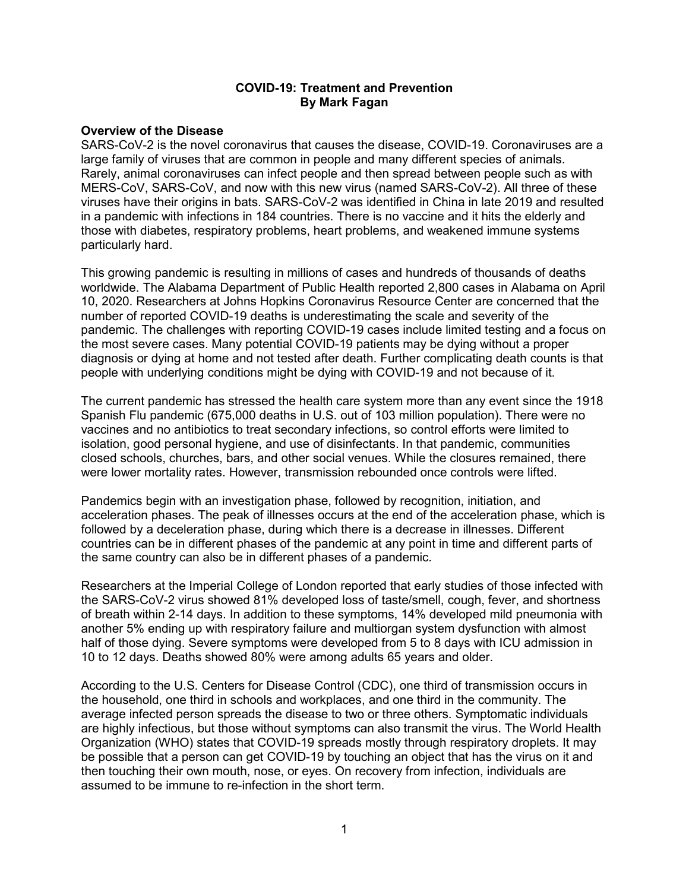# COVID-19: Treatment and Prevention
**By Mark Fagan**

## Overview of the Disease

SARS-CoV-2 is the novel coronavirus that causes the disease, COVID-19. Coronaviruses are a large family of viruses that are common in people and many different species of animals. Rarely, animal coronaviruses can infect people and then spread between people such as with MERS-CoV, SARS-CoV, and now with this new virus (named SARS-CoV-2). All three of these viruses have their origins in bats. SARS-CoV-2 was identified in China in late 2019 and resulted in a pandemic with infections in 184 countries. There is no vaccine and it hits the elderly and those with diabetes, respiratory problems, heart problems, and weakened immune systems particularly hard.

This growing pandemic is resulting in millions of cases and hundreds of thousands of deaths worldwide. The Alabama Department of Public Health reported 2,800 cases in Alabama on April 10, 2020. Researchers at Johns Hopkins Coronavirus Resource Center are concerned that the number of reported COVID-19 deaths is underestimating the scale and severity of the pandemic. The challenges with reporting COVID-19 cases include limited testing and a focus on the most severe cases. Many potential COVID-19 patients may be dying without a proper diagnosis or dying at home and not tested after death. Further complicating death counts is that people with underlying conditions might be dying with COVID-19 and not because of it.

The current pandemic has stressed the health care system more than any event since the 1918 Spanish Flu pandemic (675,000 deaths in U.S. out of 103 million population). There were no vaccines and no antibiotics to treat secondary infections, so control efforts were limited to isolation, good personal hygiene, and use of disinfectants. In that pandemic, communities closed schools, churches, bars, and other social venues. While the closures remained, there were lower mortality rates. However, transmission rebounded once controls were lifted.

Pandemics begin with an investigation phase, followed by recognition, initiation, and acceleration phases. The peak of illnesses occurs at the end of the acceleration phase, which is followed by a deceleration phase, during which there is a decrease in illnesses. Different countries can be in different phases of the pandemic at any point in time and different parts of the same country can also be in different phases of a pandemic.

Researchers at the Imperial College of London reported that early studies of those infected with the SARS-CoV-2 virus showed 81% developed loss of taste/smell, cough, fever, and shortness of breath within 2-14 days. In addition to these symptoms, 14% developed mild pneumonia with another 5% ending up with respiratory failure and multiorgan system dysfunction with almost half of those dying. Severe symptoms were developed from 5 to 8 days with ICU admission in 10 to 12 days. Deaths showed 80% were among adults 65 years and older.

According to the U.S. Centers for Disease Control (CDC), one third of transmission occurs in the household, one third in schools and workplaces, and one third in the community. The average infected person spreads the disease to two or three others. Symptomatic individuals are highly infectious, but those without symptoms can also transmit the virus. The World Health Organization (WHO) states that COVID-19 spreads mostly through respiratory droplets. It may be possible that a person can get COVID-19 by touching an object that has the virus on it and then touching their own mouth, nose, or eyes. On recovery from infection, individuals are assumed to be immune to re-infection in the short term.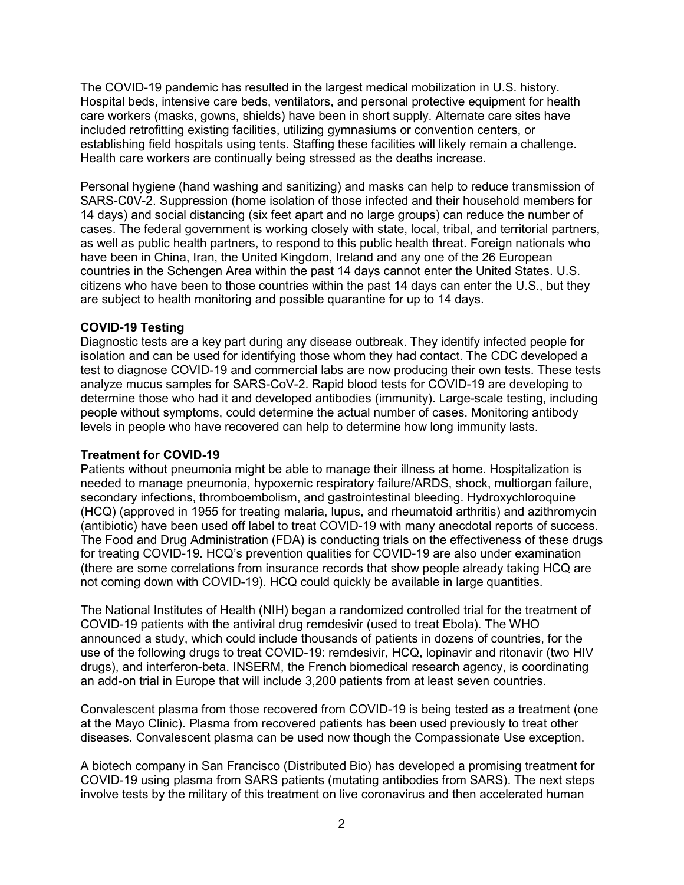The COVID-19 pandemic has resulted in the largest medical mobilization in U.S. history. Hospital beds, intensive care beds, ventilators, and personal protective equipment for health care workers (masks, gowns, shields) have been in short supply. Alternate care sites have included retrofitting existing facilities, utilizing gymnasiums or convention centers, or establishing field hospitals using tents. Staffing these facilities will likely remain a challenge. Health care workers are continually being stressed as the deaths increase.

Personal hygiene (hand washing and sanitizing) and masks can help to reduce transmission of SARS-C0V-2. Suppression (home isolation of those infected and their household members for 14 days) and social distancing (six feet apart and no large groups) can reduce the number of cases. The federal government is working closely with state, local, tribal, and territorial partners, as well as public health partners, to respond to this public health threat. Foreign nationals who have been in China, Iran, the United Kingdom, Ireland and any one of the 26 European countries in the Schengen Area within the past 14 days cannot enter the United States. U.S. citizens who have been to those countries within the past 14 days can enter the U.S., but they are subject to health monitoring and possible quarantine for up to 14 days.

**COVID-19 Testing**

Diagnostic tests are a key part during any disease outbreak. They identify infected people for isolation and can be used for identifying those whom they had contact. The CDC developed a test to diagnose COVID-19 and commercial labs are now producing their own tests. These tests analyze mucus samples for SARS-CoV-2. Rapid blood tests for COVID-19 are developing to determine those who had it and developed antibodies (immunity). Large-scale testing, including people without symptoms, could determine the actual number of cases. Monitoring antibody levels in people who have recovered can help to determine how long immunity lasts.

**Treatment for COVID-19**

Patients without pneumonia might be able to manage their illness at home. Hospitalization is needed to manage pneumonia, hypoxemic respiratory failure/ARDS, shock, multiorgan failure, secondary infections, thromboembolism, and gastrointestinal bleeding. Hydroxychloroquine (HCQ) (approved in 1955 for treating malaria, lupus, and rheumatoid arthritis) and azithromycin (antibiotic) have been used off label to treat COVID-19 with many anecdotal reports of success. The Food and Drug Administration (FDA) is conducting trials on the effectiveness of these drugs for treating COVID-19. HCQ's prevention qualities for COVID-19 are also under examination (there are some correlations from insurance records that show people already taking HCQ are not coming down with COVID-19). HCQ could quickly be available in large quantities.

The National Institutes of Health (NIH) began a randomized controlled trial for the treatment of COVID-19 patients with the antiviral drug remdesivir (used to treat Ebola). The WHO announced a study, which could include thousands of patients in dozens of countries, for the use of the following drugs to treat COVID-19: remdesivir, HCQ, lopinavir and ritonavir (two HIV drugs), and interferon-beta. INSERM, the French biomedical research agency, is coordinating an add-on trial in Europe that will include 3,200 patients from at least seven countries.

Convalescent plasma from those recovered from COVID-19 is being tested as a treatment (one at the Mayo Clinic). Plasma from recovered patients has been used previously to treat other diseases. Convalescent plasma can be used now though the Compassionate Use exception.

A biotech company in San Francisco (Distributed Bio) has developed a promising treatment for COVID-19 using plasma from SARS patients (mutating antibodies from SARS). The next steps involve tests by the military of this treatment on live coronavirus and then accelerated human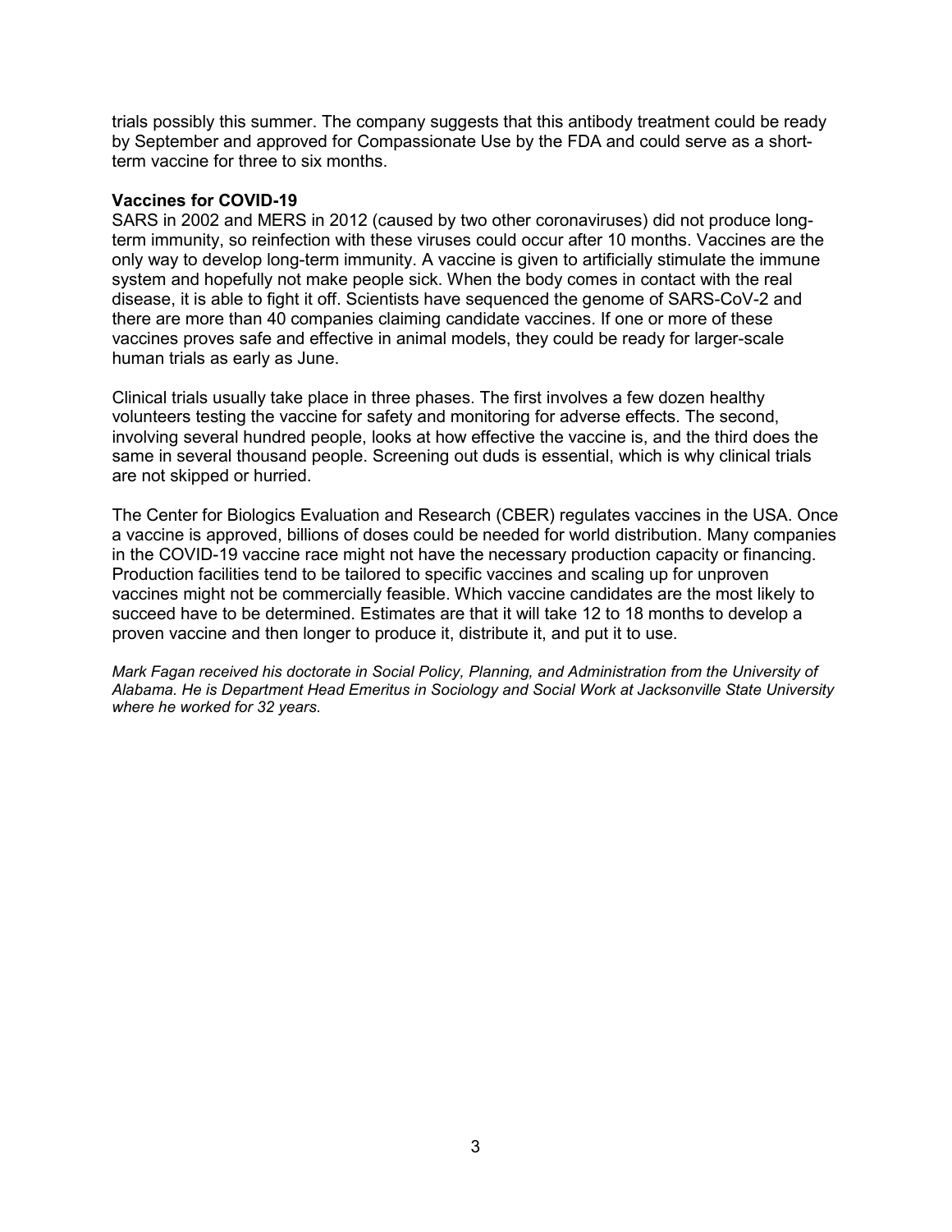trials possibly this summer. The company suggests that this antibody treatment could be ready by September and approved for Compassionate Use by the FDA and could serve as a short-term vaccine for three to six months.

**Vaccines for COVID-19**

SARS in 2002 and MERS in 2012 (caused by two other coronaviruses) did not produce long-term immunity, so reinfection with these viruses could occur after 10 months. Vaccines are the only way to develop long-term immunity. A vaccine is given to artificially stimulate the immune system and hopefully not make people sick. When the body comes in contact with the real disease, it is able to fight it off. Scientists have sequenced the genome of SARS-CoV-2 and there are more than 40 companies claiming candidate vaccines. If one or more of these vaccines proves safe and effective in animal models, they could be ready for larger-scale human trials as early as June.

Clinical trials usually take place in three phases. The first involves a few dozen healthy volunteers testing the vaccine for safety and monitoring for adverse effects. The second, involving several hundred people, looks at how effective the vaccine is, and the third does the same in several thousand people. Screening out duds is essential, which is why clinical trials are not skipped or hurried.

The Center for Biologics Evaluation and Research (CBER) regulates vaccines in the USA. Once a vaccine is approved, billions of doses could be needed for world distribution. Many companies in the COVID-19 vaccine race might not have the necessary production capacity or financing. Production facilities tend to be tailored to specific vaccines and scaling up for unproven vaccines might not be commercially feasible. Which vaccine candidates are the most likely to succeed have to be determined. Estimates are that it will take 12 to 18 months to develop a proven vaccine and then longer to produce it, distribute it, and put it to use.

*Mark Fagan received his doctorate in Social Policy, Planning, and Administration from the University of Alabama. He is Department Head Emeritus in Sociology and Social Work at Jacksonville State University where he worked for 32 years.*